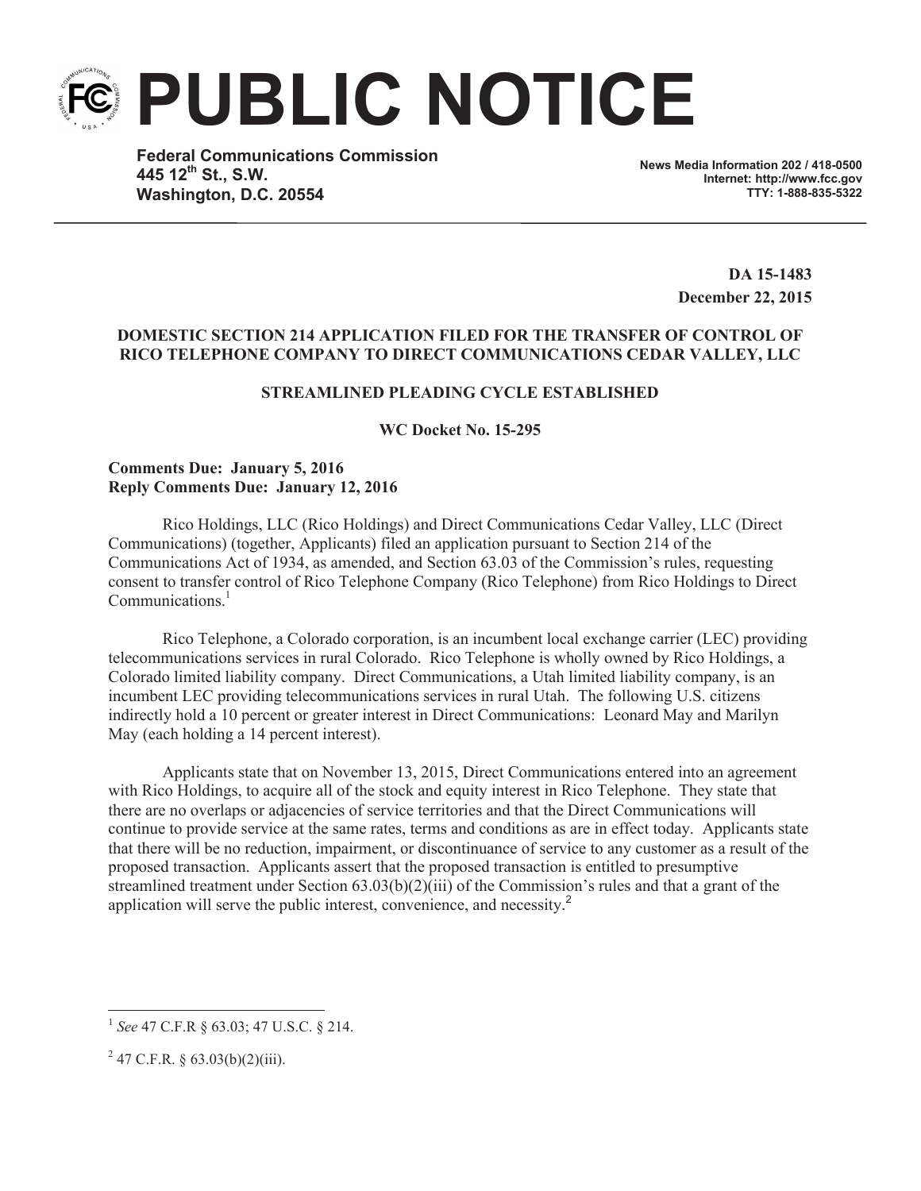# PUBLIC NOTICE

**Federal Communications Commission**
**445 12th St., S.W.**
**Washington, D.C. 20554**

**News Media Information 202 / 418-0500**
**Internet: http://www.fcc.gov**
**TTY: 1-888-835-5322**

**DA 15-1483**
**December 22, 2015**

**DOMESTIC SECTION 214 APPLICATION FILED FOR THE TRANSFER OF CONTROL OF RICO TELEPHONE COMPANY TO DIRECT COMMUNICATIONS CEDAR VALLEY, LLC**

**STREAMLINED PLEADING CYCLE ESTABLISHED**

**WC Docket No. 15-295**

**Comments Due: January 5, 2016**
**Reply Comments Due: January 12, 2016**

Rico Holdings, LLC (Rico Holdings) and Direct Communications Cedar Valley, LLC (Direct Communications) (together, Applicants) filed an application pursuant to Section 214 of the Communications Act of 1934, as amended, and Section 63.03 of the Commission's rules, requesting consent to transfer control of Rico Telephone Company (Rico Telephone) from Rico Holdings to Direct Communications.[1]

Rico Telephone, a Colorado corporation, is an incumbent local exchange carrier (LEC) providing telecommunications services in rural Colorado. Rico Telephone is wholly owned by Rico Holdings, a Colorado limited liability company. Direct Communications, a Utah limited liability company, is an incumbent LEC providing telecommunications services in rural Utah. The following U.S. citizens indirectly hold a 10 percent or greater interest in Direct Communications: Leonard May and Marilyn May (each holding a 14 percent interest).

Applicants state that on November 13, 2015, Direct Communications entered into an agreement with Rico Holdings, to acquire all of the stock and equity interest in Rico Telephone. They state that there are no overlaps or adjacencies of service territories and that the Direct Communications will continue to provide service at the same rates, terms and conditions as are in effect today. Applicants state that there will be no reduction, impairment, or discontinuance of service to any customer as a result of the proposed transaction. Applicants assert that the proposed transaction is entitled to presumptive streamlined treatment under Section 63.03(b)(2)(iii) of the Commission's rules and that a grant of the application will serve the public interest, convenience, and necessity.[2]

---

[1] *See* 47 C.F.R § 63.03; 47 U.S.C. § 214.

[2] 47 C.F.R. § 63.03(b)(2)(iii).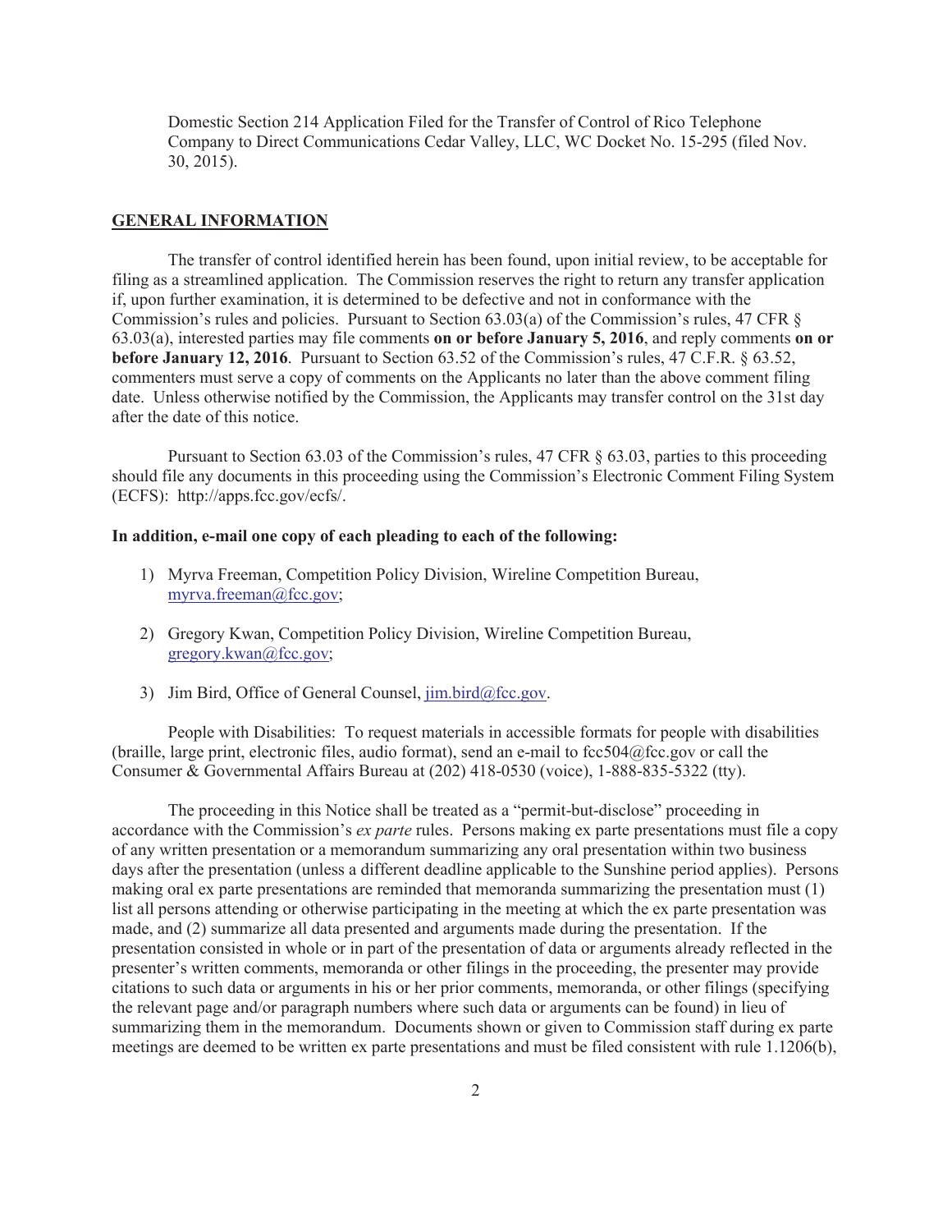Domestic Section 214 Application Filed for the Transfer of Control of Rico Telephone Company to Direct Communications Cedar Valley, LLC, WC Docket No. 15-295 (filed Nov. 30, 2015).

## GENERAL INFORMATION

The transfer of control identified herein has been found, upon initial review, to be acceptable for filing as a streamlined application. The Commission reserves the right to return any transfer application if, upon further examination, it is determined to be defective and not in conformance with the Commission's rules and policies. Pursuant to Section 63.03(a) of the Commission's rules, 47 CFR § 63.03(a), interested parties may file comments **on or before January 5, 2016**, and reply comments **on or before January 12, 2016**. Pursuant to Section 63.52 of the Commission's rules, 47 C.F.R. § 63.52, commenters must serve a copy of comments on the Applicants no later than the above comment filing date. Unless otherwise notified by the Commission, the Applicants may transfer control on the 31st day after the date of this notice.

Pursuant to Section 63.03 of the Commission's rules, 47 CFR § 63.03, parties to this proceeding should file any documents in this proceeding using the Commission's Electronic Comment Filing System (ECFS): http://apps.fcc.gov/ecfs/.

**In addition, e-mail one copy of each pleading to each of the following:**

1) Myrva Freeman, Competition Policy Division, Wireline Competition Bureau, myrva.freeman@fcc.gov;

2) Gregory Kwan, Competition Policy Division, Wireline Competition Bureau, gregory.kwan@fcc.gov;

3) Jim Bird, Office of General Counsel, jim.bird@fcc.gov.

People with Disabilities: To request materials in accessible formats for people with disabilities (braille, large print, electronic files, audio format), send an e-mail to fcc504@fcc.gov or call the Consumer & Governmental Affairs Bureau at (202) 418-0530 (voice), 1-888-835-5322 (tty).

The proceeding in this Notice shall be treated as a "permit-but-disclose" proceeding in accordance with the Commission's *ex parte* rules. Persons making ex parte presentations must file a copy of any written presentation or a memorandum summarizing any oral presentation within two business days after the presentation (unless a different deadline applicable to the Sunshine period applies). Persons making oral ex parte presentations are reminded that memoranda summarizing the presentation must (1) list all persons attending or otherwise participating in the meeting at which the ex parte presentation was made, and (2) summarize all data presented and arguments made during the presentation. If the presentation consisted in whole or in part of the presentation of data or arguments already reflected in the presenter's written comments, memoranda or other filings in the proceeding, the presenter may provide citations to such data or arguments in his or her prior comments, memoranda, or other filings (specifying the relevant page and/or paragraph numbers where such data or arguments can be found) in lieu of summarizing them in the memorandum. Documents shown or given to Commission staff during ex parte meetings are deemed to be written ex parte presentations and must be filed consistent with rule 1.1206(b),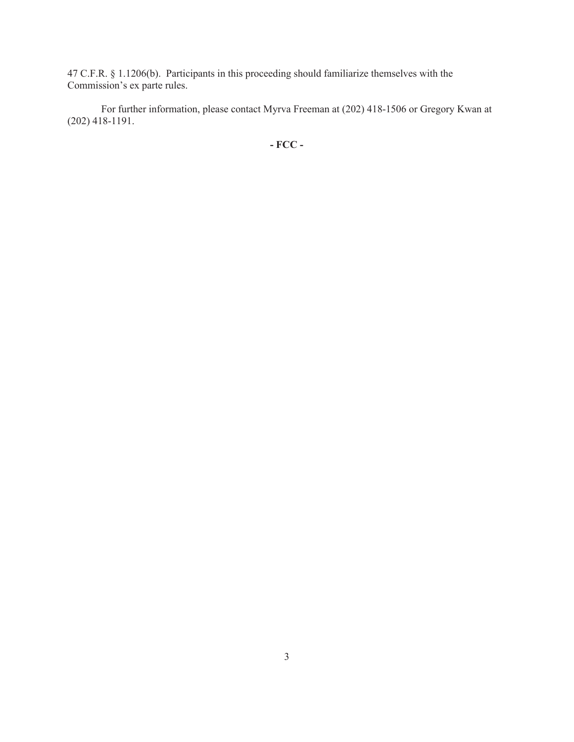47 C.F.R. § 1.1206(b). Participants in this proceeding should familiarize themselves with the Commission's ex parte rules.

For further information, please contact Myrva Freeman at (202) 418-1506 or Gregory Kwan at (202) 418-1191.

**- FCC -**